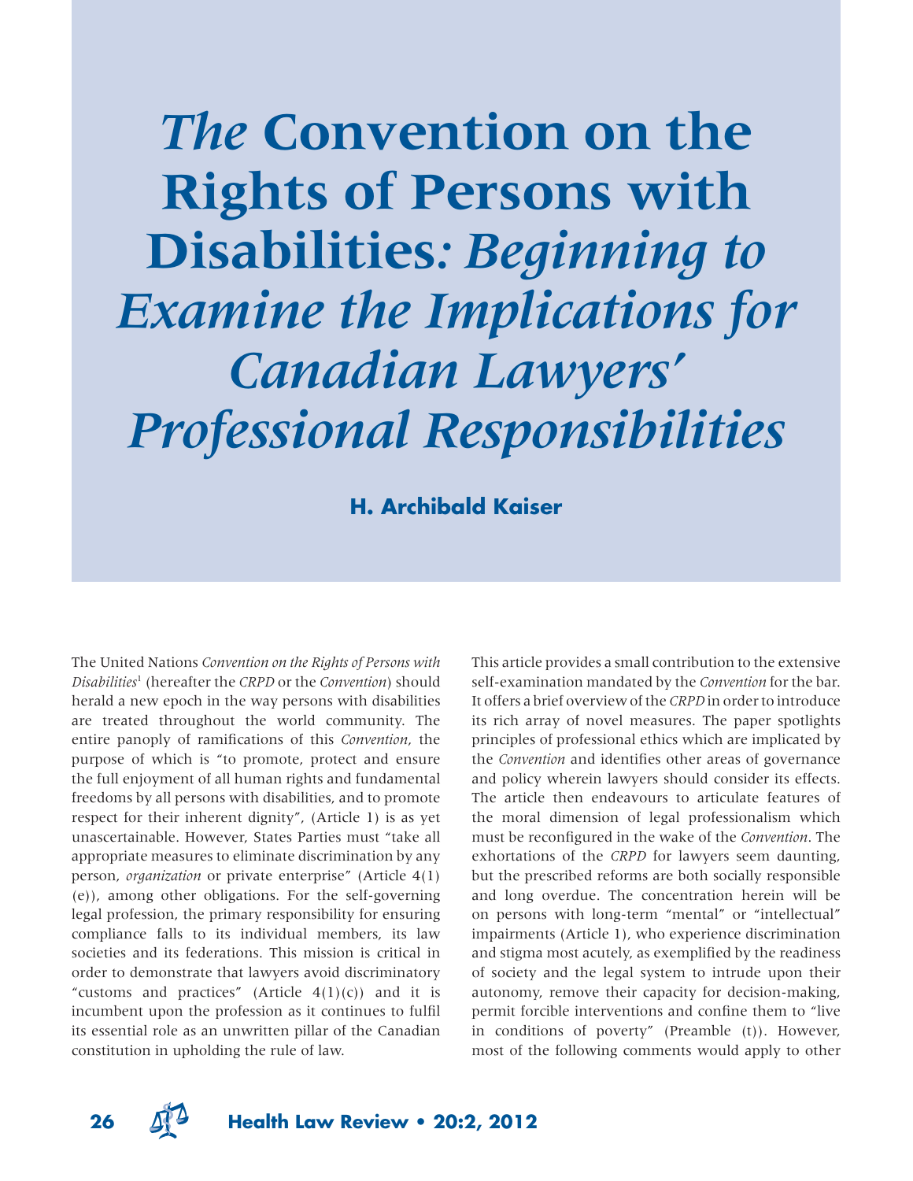# *The* Convention on the Rights of Persons with Disabilities*: Beginning to Examine the Implications for Canadian Lawyers' Professional Responsibilities*

**H. Archibald Kaiser**

The United Nations *Convention on the Rights of Persons with Disabilities*[1] (hereafter the *CRPD* or the *Convention*) should herald a new epoch in the way persons with disabilities are treated throughout the world community. The entire panoply of ramifications of this *Convention*, the purpose of which is "to promote, protect and ensure the full enjoyment of all human rights and fundamental freedoms by all persons with disabilities, and to promote respect for their inherent dignity", (Article 1) is as yet unascertainable. However, States Parties must "take all appropriate measures to eliminate discrimination by any person, *organization* or private enterprise" (Article 4(1)(e)), among other obligations. For the self-governing legal profession, the primary responsibility for ensuring compliance falls to its individual members, its law societies and its federations. This mission is critical in order to demonstrate that lawyers avoid discriminatory "customs and practices" (Article 4(1)(c)) and it is incumbent upon the profession as it continues to fulfil its essential role as an unwritten pillar of the Canadian constitution in upholding the rule of law.

This article provides a small contribution to the extensive self-examination mandated by the *Convention* for the bar. It offers a brief overview of the *CRPD* in order to introduce its rich array of novel measures. The paper spotlights principles of professional ethics which are implicated by the *Convention* and identifies other areas of governance and policy wherein lawyers should consider its effects. The article then endeavours to articulate features of the moral dimension of legal professionalism which must be reconfigured in the wake of the *Convention*. The exhortations of the *CRPD* for lawyers seem daunting, but the prescribed reforms are both socially responsible and long overdue. The concentration herein will be on persons with long-term "mental" or "intellectual" impairments (Article 1), who experience discrimination and stigma most acutely, as exemplified by the readiness of society and the legal system to intrude upon their autonomy, remove their capacity for decision-making, permit forcible interventions and confine them to "live in conditions of poverty" (Preamble (t)). However, most of the following comments would apply to other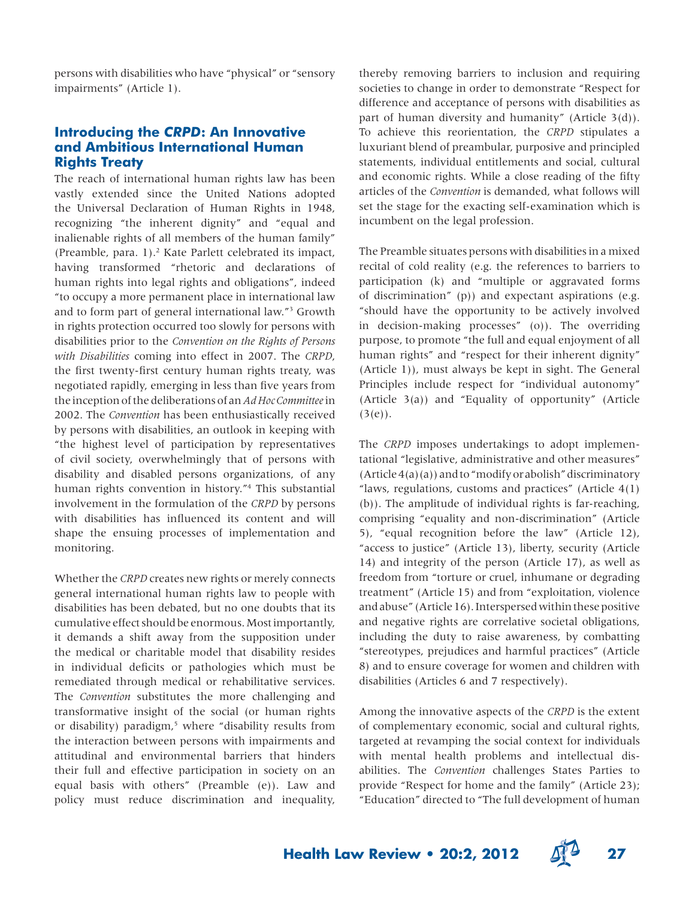persons with disabilities who have "physical" or "sensory impairments" (Article 1).

## Introducing the *CRPD*: An Innovative and Ambitious International Human Rights Treaty

The reach of international human rights law has been vastly extended since the United Nations adopted the Universal Declaration of Human Rights in 1948, recognizing "the inherent dignity" and "equal and inalienable rights of all members of the human family" (Preamble, para. 1).[2] Kate Parlett celebrated its impact, having transformed "rhetoric and declarations of human rights into legal rights and obligations", indeed "to occupy a more permanent place in international law and to form part of general international law."[3] Growth in rights protection occurred too slowly for persons with disabilities prior to the *Convention on the Rights of Persons with Disabilities* coming into effect in 2007. The *CRPD*, the first twenty-first century human rights treaty, was negotiated rapidly, emerging in less than five years from the inception of the deliberations of an *Ad Hoc Committee* in 2002. The *Convention* has been enthusiastically received by persons with disabilities, an outlook in keeping with "the highest level of participation by representatives of civil society, overwhelmingly that of persons with disability and disabled persons organizations, of any human rights convention in history."[4] This substantial involvement in the formulation of the *CRPD* by persons with disabilities has influenced its content and will shape the ensuing processes of implementation and monitoring.

Whether the *CRPD* creates new rights or merely connects general international human rights law to people with disabilities has been debated, but no one doubts that its cumulative effect should be enormous. Most importantly, it demands a shift away from the supposition under the medical or charitable model that disability resides in individual deficits or pathologies which must be remediated through medical or rehabilitative services. The *Convention* substitutes the more challenging and transformative insight of the social (or human rights or disability) paradigm,[5] where "disability results from the interaction between persons with impairments and attitudinal and environmental barriers that hinders their full and effective participation in society on an equal basis with others" (Preamble (e)). Law and policy must reduce discrimination and inequality, thereby removing barriers to inclusion and requiring societies to change in order to demonstrate "Respect for difference and acceptance of persons with disabilities as part of human diversity and humanity" (Article 3(d)). To achieve this reorientation, the *CRPD* stipulates a luxuriant blend of preambular, purposive and principled statements, individual entitlements and social, cultural and economic rights. While a close reading of the fifty articles of the *Convention* is demanded, what follows will set the stage for the exacting self-examination which is incumbent on the legal profession.

The Preamble situates persons with disabilities in a mixed recital of cold reality (e.g. the references to barriers to participation (k) and "multiple or aggravated forms of discrimination" (p)) and expectant aspirations (e.g. "should have the opportunity to be actively involved in decision-making processes" (o)). The overriding purpose, to promote "the full and equal enjoyment of all human rights" and "respect for their inherent dignity" (Article 1)), must always be kept in sight. The General Principles include respect for "individual autonomy" (Article 3(a)) and "Equality of opportunity" (Article (3(e)).

The *CRPD* imposes undertakings to adopt implementational "legislative, administrative and other measures" (Article 4(a)(a)) and to "modify or abolish" discriminatory "laws, regulations, customs and practices" (Article 4(1)(b)). The amplitude of individual rights is far-reaching, comprising "equality and non-discrimination" (Article 5), "equal recognition before the law" (Article 12), "access to justice" (Article 13), liberty, security (Article 14) and integrity of the person (Article 17), as well as freedom from "torture or cruel, inhumane or degrading treatment" (Article 15) and from "exploitation, violence and abuse" (Article 16). Interspersed within these positive and negative rights are correlative societal obligations, including the duty to raise awareness, by combatting "stereotypes, prejudices and harmful practices" (Article 8) and to ensure coverage for women and children with disabilities (Articles 6 and 7 respectively).

Among the innovative aspects of the *CRPD* is the extent of complementary economic, social and cultural rights, targeted at revamping the social context for individuals with mental health problems and intellectual disabilities. The *Convention* challenges States Parties to provide "Respect for home and the family" (Article 23); "Education" directed to "The full development of human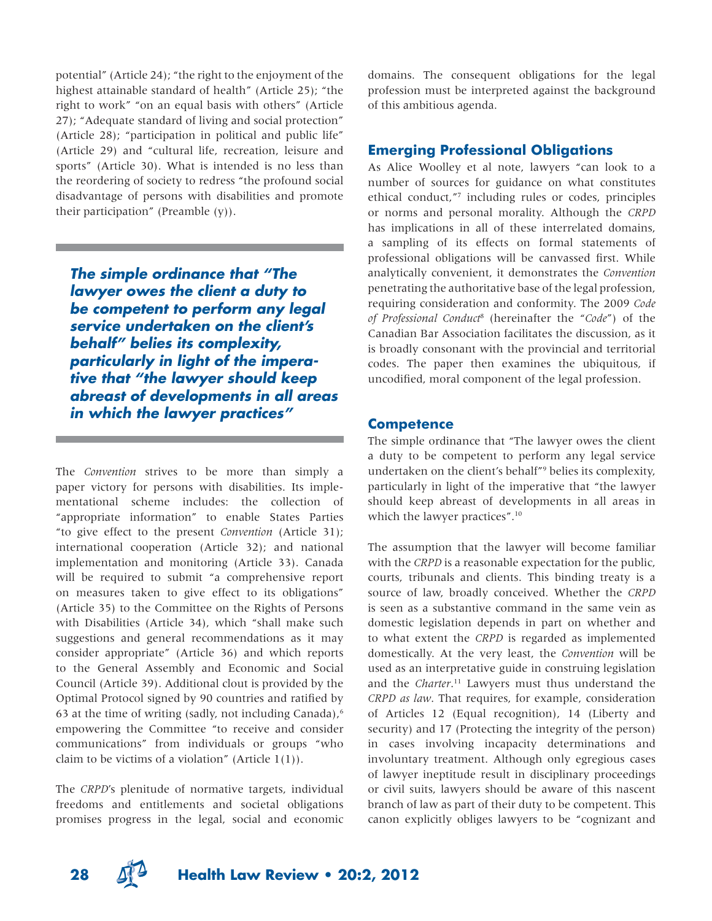potential" (Article 24); "the right to the enjoyment of the highest attainable standard of health" (Article 25); "the right to work" "on an equal basis with others" (Article 27); "Adequate standard of living and social protection" (Article 28); "participation in political and public life" (Article 29) and "cultural life, recreation, leisure and sports" (Article 30). What is intended is no less than the reordering of society to redress "the profound social disadvantage of persons with disabilities and promote their participation" (Preamble (y)).

> ***The simple ordinance that "The lawyer owes the client a duty to be competent to perform any legal service undertaken on the client's behalf" belies its complexity, particularly in light of the imperative that "the lawyer should keep abreast of developments in all areas in which the lawyer practices"***

The *Convention* strives to be more than simply a paper victory for persons with disabilities. Its implementational scheme includes: the collection of "appropriate information" to enable States Parties "to give effect to the present *Convention* (Article 31); international cooperation (Article 32); and national implementation and monitoring (Article 33). Canada will be required to submit "a comprehensive report on measures taken to give effect to its obligations" (Article 35) to the Committee on the Rights of Persons with Disabilities (Article 34), which "shall make such suggestions and general recommendations as it may consider appropriate" (Article 36) and which reports to the General Assembly and Economic and Social Council (Article 39). Additional clout is provided by the Optimal Protocol signed by 90 countries and ratified by 63 at the time of writing (sadly, not including Canada),[6] empowering the Committee "to receive and consider communications" from individuals or groups "who claim to be victims of a violation" (Article 1(1)).

The *CRPD*'s plenitude of normative targets, individual freedoms and entitlements and societal obligations promises progress in the legal, social and economic domains. The consequent obligations for the legal profession must be interpreted against the background of this ambitious agenda.

## Emerging Professional Obligations

As Alice Woolley et al note, lawyers "can look to a number of sources for guidance on what constitutes ethical conduct,"[7] including rules or codes, principles or norms and personal morality. Although the *CRPD* has implications in all of these interrelated domains, a sampling of its effects on formal statements of professional obligations will be canvassed first. While analytically convenient, it demonstrates the *Convention* penetrating the authoritative base of the legal profession, requiring consideration and conformity. The 2009 *Code of Professional Conduct*[8] (hereinafter the "*Code*") of the Canadian Bar Association facilitates the discussion, as it is broadly consonant with the provincial and territorial codes. The paper then examines the ubiquitous, if uncodified, moral component of the legal profession.

### Competence

The simple ordinance that "The lawyer owes the client a duty to be competent to perform any legal service undertaken on the client's behalf"[9] belies its complexity, particularly in light of the imperative that "the lawyer should keep abreast of developments in all areas in which the lawyer practices".[10]

The assumption that the lawyer will become familiar with the *CRPD* is a reasonable expectation for the public, courts, tribunals and clients. This binding treaty is a source of law, broadly conceived. Whether the *CRPD* is seen as a substantive command in the same vein as domestic legislation depends in part on whether and to what extent the *CRPD* is regarded as implemented domestically. At the very least, the *Convention* will be used as an interpretative guide in construing legislation and the *Charter*.[11] Lawyers must thus understand the *CRPD as law*. That requires, for example, consideration of Articles 12 (Equal recognition), 14 (Liberty and security) and 17 (Protecting the integrity of the person) in cases involving incapacity determinations and involuntary treatment. Although only egregious cases of lawyer ineptitude result in disciplinary proceedings or civil suits, lawyers should be aware of this nascent branch of law as part of their duty to be competent. This canon explicitly obliges lawyers to be "cognizant and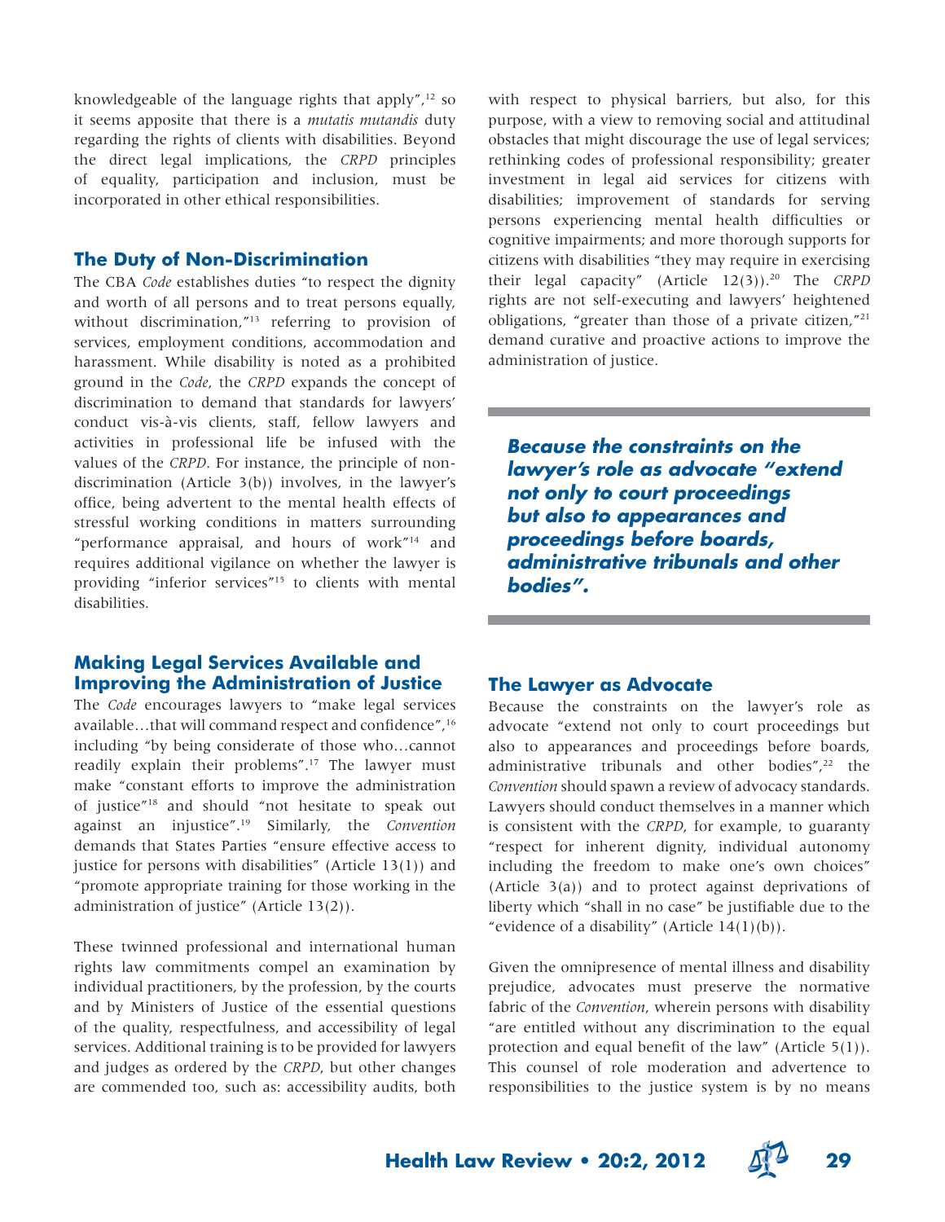knowledgeable of the language rights that apply",[12] so it seems apposite that there is a *mutatis mutandis* duty regarding the rights of clients with disabilities. Beyond the direct legal implications, the *CRPD* principles of equality, participation and inclusion, must be incorporated in other ethical responsibilities.

## The Duty of Non-Discrimination

The CBA *Code* establishes duties "to respect the dignity and worth of all persons and to treat persons equally, without discrimination,"[13] referring to provision of services, employment conditions, accommodation and harassment. While disability is noted as a prohibited ground in the *Code*, the *CRPD* expands the concept of discrimination to demand that standards for lawyers' conduct vis-à-vis clients, staff, fellow lawyers and activities in professional life be infused with the values of the *CRPD*. For instance, the principle of non-discrimination (Article 3(b)) involves, in the lawyer's office, being advertent to the mental health effects of stressful working conditions in matters surrounding "performance appraisal, and hours of work"[14] and requires additional vigilance on whether the lawyer is providing "inferior services"[15] to clients with mental disabilities.

## Making Legal Services Available and Improving the Administration of Justice

The *Code* encourages lawyers to "make legal services available…that will command respect and confidence",[16] including "by being considerate of those who…cannot readily explain their problems".[17] The lawyer must make "constant efforts to improve the administration of justice"[18] and should "not hesitate to speak out against an injustice".[19] Similarly, the *Convention* demands that States Parties "ensure effective access to justice for persons with disabilities" (Article 13(1)) and "promote appropriate training for those working in the administration of justice" (Article 13(2)).

These twinned professional and international human rights law commitments compel an examination by individual practitioners, by the profession, by the courts and by Ministers of Justice of the essential questions of the quality, respectfulness, and accessibility of legal services. Additional training is to be provided for lawyers and judges as ordered by the *CRPD*, but other changes are commended too, such as: accessibility audits, both with respect to physical barriers, but also, for this purpose, with a view to removing social and attitudinal obstacles that might discourage the use of legal services; rethinking codes of professional responsibility; greater investment in legal aid services for citizens with disabilities; improvement of standards for serving persons experiencing mental health difficulties or cognitive impairments; and more thorough supports for citizens with disabilities "they may require in exercising their legal capacity" (Article 12(3)).[20] The *CRPD* rights are not self-executing and lawyers' heightened obligations, "greater than those of a private citizen,"[21] demand curative and proactive actions to improve the administration of justice.

***Because the constraints on the lawyer's role as advocate "extend not only to court proceedings but also to appearances and proceedings before boards, administrative tribunals and other bodies".***

## The Lawyer as Advocate

Because the constraints on the lawyer's role as advocate "extend not only to court proceedings but also to appearances and proceedings before boards, administrative tribunals and other bodies",[22] the *Convention* should spawn a review of advocacy standards. Lawyers should conduct themselves in a manner which is consistent with the *CRPD*, for example, to guaranty "respect for inherent dignity, individual autonomy including the freedom to make one's own choices" (Article 3(a)) and to protect against deprivations of liberty which "shall in no case" be justifiable due to the "evidence of a disability" (Article 14(1)(b)).

Given the omnipresence of mental illness and disability prejudice, advocates must preserve the normative fabric of the *Convention*, wherein persons with disability "are entitled without any discrimination to the equal protection and equal benefit of the law" (Article 5(1)). This counsel of role moderation and advertence to responsibilities to the justice system is by no means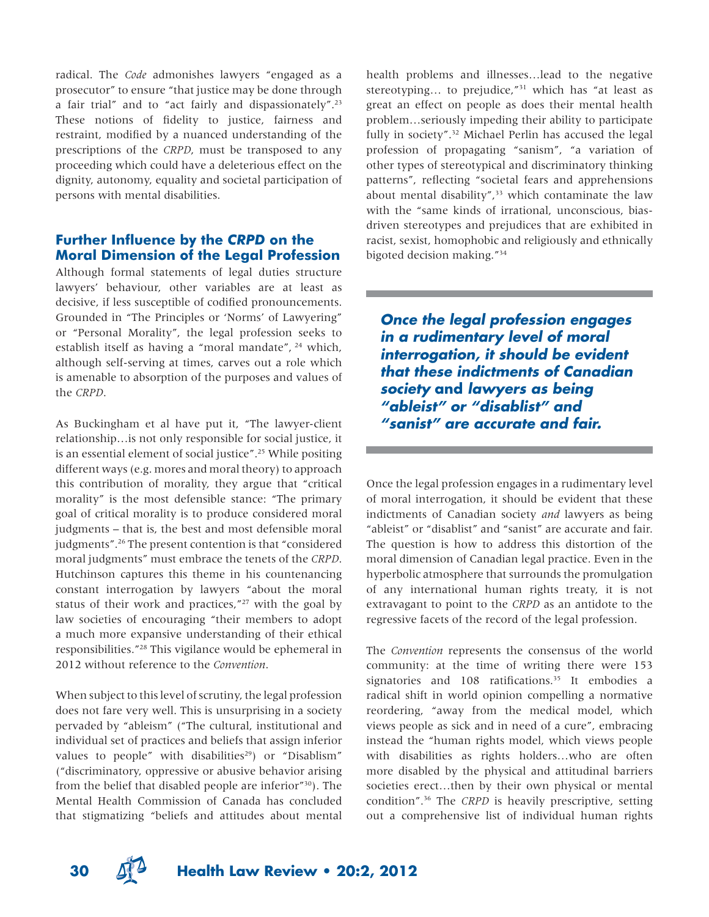radical. The *Code* admonishes lawyers "engaged as a prosecutor" to ensure "that justice may be done through a fair trial" and to "act fairly and dispassionately".[23] These notions of fidelity to justice, fairness and restraint, modified by a nuanced understanding of the prescriptions of the *CRPD*, must be transposed to any proceeding which could have a deleterious effect on the dignity, autonomy, equality and societal participation of persons with mental disabilities.

## Further Influence by the *CRPD* on the Moral Dimension of the Legal Profession

Although formal statements of legal duties structure lawyers' behaviour, other variables are at least as decisive, if less susceptible of codified pronouncements. Grounded in "The Principles or 'Norms' of Lawyering" or "Personal Morality", the legal profession seeks to establish itself as having a "moral mandate", [24] which, although self-serving at times, carves out a role which is amenable to absorption of the purposes and values of the *CRPD*.

As Buckingham et al have put it, "The lawyer-client relationship…is not only responsible for social justice, it is an essential element of social justice".[25] While positing different ways (e.g. mores and moral theory) to approach this contribution of morality, they argue that "critical morality" is the most defensible stance: "The primary goal of critical morality is to produce considered moral judgments – that is, the best and most defensible moral judgments".[26] The present contention is that "considered moral judgments" must embrace the tenets of the *CRPD*. Hutchinson captures this theme in his countenancing constant interrogation by lawyers "about the moral status of their work and practices,"[27] with the goal by law societies of encouraging "their members to adopt a much more expansive understanding of their ethical responsibilities."[28] This vigilance would be ephemeral in 2012 without reference to the *Convention*.

When subject to this level of scrutiny, the legal profession does not fare very well. This is unsurprising in a society pervaded by "ableism" ("The cultural, institutional and individual set of practices and beliefs that assign inferior values to people" with disabilities[29]) or "Disablism" ("discriminatory, oppressive or abusive behavior arising from the belief that disabled people are inferior"[30]). The Mental Health Commission of Canada has concluded that stigmatizing "beliefs and attitudes about mental health problems and illnesses…lead to the negative stereotyping… to prejudice,"[31] which has "at least as great an effect on people as does their mental health problem…seriously impeding their ability to participate fully in society".[32] Michael Perlin has accused the legal profession of propagating "sanism", "a variation of other types of stereotypical and discriminatory thinking patterns", reflecting "societal fears and apprehensions about mental disability",[33] which contaminate the law with the "same kinds of irrational, unconscious, bias-driven stereotypes and prejudices that are exhibited in racist, sexist, homophobic and religiously and ethnically bigoted decision making."[34]

> ***Once the legal profession engages in a rudimentary level of moral interrogation, it should be evident that these indictments of Canadian society* and *lawyers as being "ableist" or "disablist" and "sanist" are accurate and fair.***

Once the legal profession engages in a rudimentary level of moral interrogation, it should be evident that these indictments of Canadian society *and* lawyers as being "ableist" or "disablist" and "sanist" are accurate and fair. The question is how to address this distortion of the moral dimension of Canadian legal practice. Even in the hyperbolic atmosphere that surrounds the promulgation of any international human rights treaty, it is not extravagant to point to the *CRPD* as an antidote to the regressive facets of the record of the legal profession.

The *Convention* represents the consensus of the world community: at the time of writing there were 153 signatories and 108 ratifications.[35] It embodies a radical shift in world opinion compelling a normative reordering, "away from the medical model, which views people as sick and in need of a cure", embracing instead the "human rights model, which views people with disabilities as rights holders…who are often more disabled by the physical and attitudinal barriers societies erect…then by their own physical or mental condition".[36] The *CRPD* is heavily prescriptive, setting out a comprehensive list of individual human rights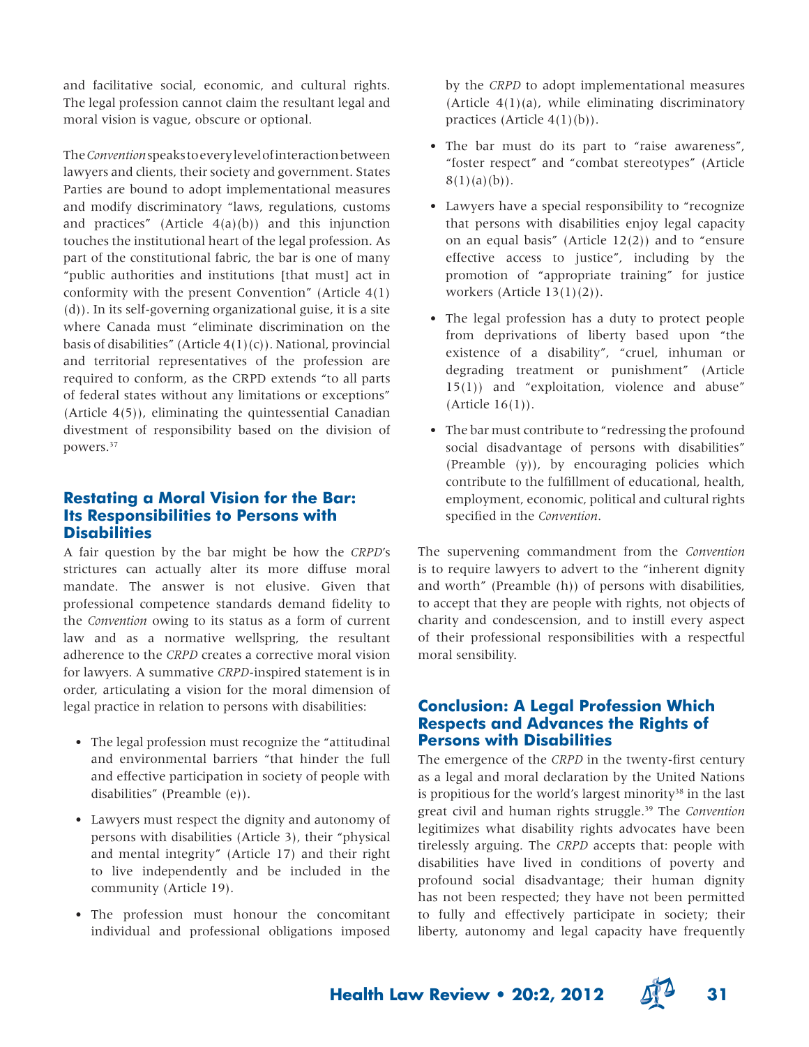and facilitative social, economic, and cultural rights. The legal profession cannot claim the resultant legal and moral vision is vague, obscure or optional.

The *Convention* speaks to every level of interaction between lawyers and clients, their society and government. States Parties are bound to adopt implementational measures and modify discriminatory "laws, regulations, customs and practices" (Article 4(a)(b)) and this injunction touches the institutional heart of the legal profession. As part of the constitutional fabric, the bar is one of many "public authorities and institutions [that must] act in conformity with the present Convention" (Article 4(1)(d)). In its self-governing organizational guise, it is a site where Canada must "eliminate discrimination on the basis of disabilities" (Article 4(1)(c)). National, provincial and territorial representatives of the profession are required to conform, as the CRPD extends "to all parts of federal states without any limitations or exceptions" (Article 4(5)), eliminating the quintessential Canadian divestment of responsibility based on the division of powers.[37]

## Restating a Moral Vision for the Bar: Its Responsibilities to Persons with Disabilities

A fair question by the bar might be how the *CRPD*'s strictures can actually alter its more diffuse moral mandate. The answer is not elusive. Given that professional competence standards demand fidelity to the *Convention* owing to its status as a form of current law and as a normative wellspring, the resultant adherence to the *CRPD* creates a corrective moral vision for lawyers. A summative *CRPD*-inspired statement is in order, articulating a vision for the moral dimension of legal practice in relation to persons with disabilities:

- The legal profession must recognize the "attitudinal and environmental barriers "that hinder the full and effective participation in society of people with disabilities" (Preamble (e)).
- Lawyers must respect the dignity and autonomy of persons with disabilities (Article 3), their "physical and mental integrity" (Article 17) and their right to live independently and be included in the community (Article 19).
- The profession must honour the concomitant individual and professional obligations imposed by the *CRPD* to adopt implementational measures (Article 4(1)(a), while eliminating discriminatory practices (Article 4(1)(b)).
- The bar must do its part to "raise awareness", "foster respect" and "combat stereotypes" (Article 8(1)(a)(b)).
- Lawyers have a special responsibility to "recognize that persons with disabilities enjoy legal capacity on an equal basis" (Article 12(2)) and to "ensure effective access to justice", including by the promotion of "appropriate training" for justice workers (Article 13(1)(2)).
- The legal profession has a duty to protect people from deprivations of liberty based upon "the existence of a disability", "cruel, inhuman or degrading treatment or punishment" (Article 15(1)) and "exploitation, violence and abuse" (Article 16(1)).
- The bar must contribute to "redressing the profound social disadvantage of persons with disabilities" (Preamble (y)), by encouraging policies which contribute to the fulfillment of educational, health, employment, economic, political and cultural rights specified in the *Convention*.

The supervening commandment from the *Convention* is to require lawyers to advert to the "inherent dignity and worth" (Preamble (h)) of persons with disabilities, to accept that they are people with rights, not objects of charity and condescension, and to instill every aspect of their professional responsibilities with a respectful moral sensibility.

## Conclusion: A Legal Profession Which Respects and Advances the Rights of Persons with Disabilities

The emergence of the *CRPD* in the twenty-first century as a legal and moral declaration by the United Nations is propitious for the world's largest minority[38] in the last great civil and human rights struggle.[39] The *Convention* legitimizes what disability rights advocates have been tirelessly arguing. The *CRPD* accepts that: people with disabilities have lived in conditions of poverty and profound social disadvantage; their human dignity has not been respected; they have not been permitted to fully and effectively participate in society; their liberty, autonomy and legal capacity have frequently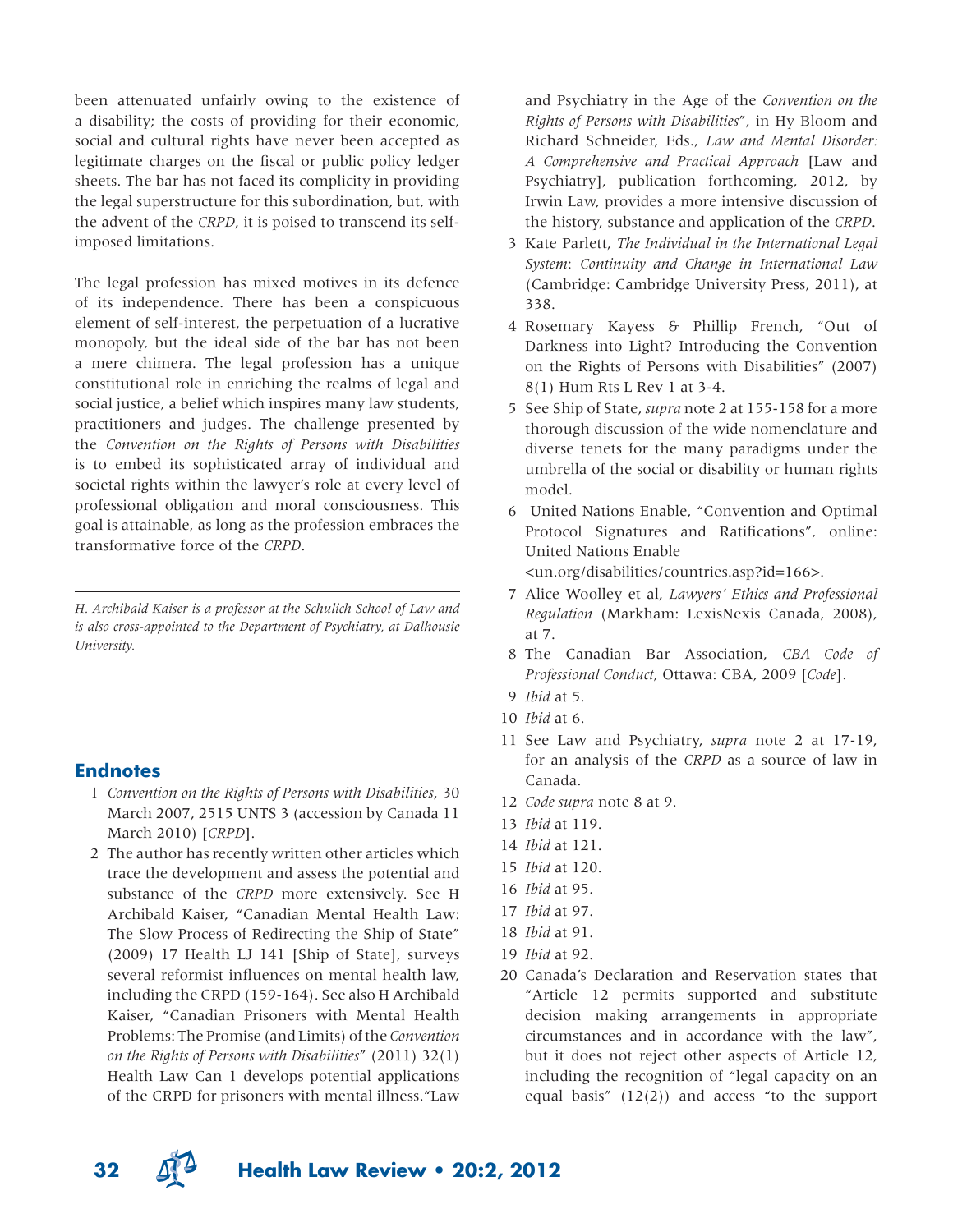been attenuated unfairly owing to the existence of a disability; the costs of providing for their economic, social and cultural rights have never been accepted as legitimate charges on the fiscal or public policy ledger sheets. The bar has not faced its complicity in providing the legal superstructure for this subordination, but, with the advent of the *CRPD*, it is poised to transcend its self-imposed limitations.

The legal profession has mixed motives in its defence of its independence. There has been a conspicuous element of self-interest, the perpetuation of a lucrative monopoly, but the ideal side of the bar has not been a mere chimera. The legal profession has a unique constitutional role in enriching the realms of legal and social justice, a belief which inspires many law students, practitioners and judges. The challenge presented by the *Convention on the Rights of Persons with Disabilities* is to embed its sophisticated array of individual and societal rights within the lawyer's role at every level of professional obligation and moral consciousness. This goal is attainable, as long as the profession embraces the transformative force of the *CRPD*.

---

*H. Archibald Kaiser is a professor at the Schulich School of Law and is also cross-appointed to the Department of Psychiatry, at Dalhousie University.*

## Endnotes

1. *Convention on the Rights of Persons with Disabilities*, 30 March 2007, 2515 UNTS 3 (accession by Canada 11 March 2010) [*CRPD*].
2. The author has recently written other articles which trace the development and assess the potential and substance of the *CRPD* more extensively. See H Archibald Kaiser, "Canadian Mental Health Law: The Slow Process of Redirecting the Ship of State" (2009) 17 Health LJ 141 [Ship of State], surveys several reformist influences on mental health law, including the CRPD (159-164). See also H Archibald Kaiser, "Canadian Prisoners with Mental Health Problems: The Promise (and Limits) of the *Convention on the Rights of Persons with Disabilities*" (2011) 32(1) Health Law Can 1 develops potential applications of the CRPD for prisoners with mental illness."Law and Psychiatry in the Age of the *Convention on the Rights of Persons with Disabilities*", in Hy Bloom and Richard Schneider, Eds., *Law and Mental Disorder: A Comprehensive and Practical Approach* [Law and Psychiatry], publication forthcoming, 2012, by Irwin Law, provides a more intensive discussion of the history, substance and application of the *CRPD*.
3. Kate Parlett, *The Individual in the International Legal System*: *Continuity and Change in International Law* (Cambridge: Cambridge University Press, 2011), at 338.
4. Rosemary Kayess & Phillip French, "Out of Darkness into Light? Introducing the Convention on the Rights of Persons with Disabilities" (2007) 8(1) Hum Rts L Rev 1 at 3-4.
5. See Ship of State, *supra* note 2 at 155-158 for a more thorough discussion of the wide nomenclature and diverse tenets for the many paradigms under the umbrella of the social or disability or human rights model.
6. United Nations Enable, "Convention and Optimal Protocol Signatures and Ratifications", online: United Nations Enable <un.org/disabilities/countries.asp?id=166>.
7. Alice Woolley et al, *Lawyers' Ethics and Professional Regulation* (Markham: LexisNexis Canada, 2008), at 7.
8. The Canadian Bar Association, *CBA Code of Professional Conduct*, Ottawa: CBA, 2009 [*Code*].
9. *Ibid* at 5.
10. *Ibid* at 6.
11. See Law and Psychiatry, *supra* note 2 at 17-19, for an analysis of the *CRPD* as a source of law in Canada.
12. *Code supra* note 8 at 9.
13. *Ibid* at 119.
14. *Ibid* at 121.
15. *Ibid* at 120.
16. *Ibid* at 95.
17. *Ibid* at 97.
18. *Ibid* at 91.
19. *Ibid* at 92.
20. Canada's Declaration and Reservation states that "Article 12 permits supported and substitute decision making arrangements in appropriate circumstances and in accordance with the law", but it does not reject other aspects of Article 12, including the recognition of "legal capacity on an equal basis" (12(2)) and access "to the support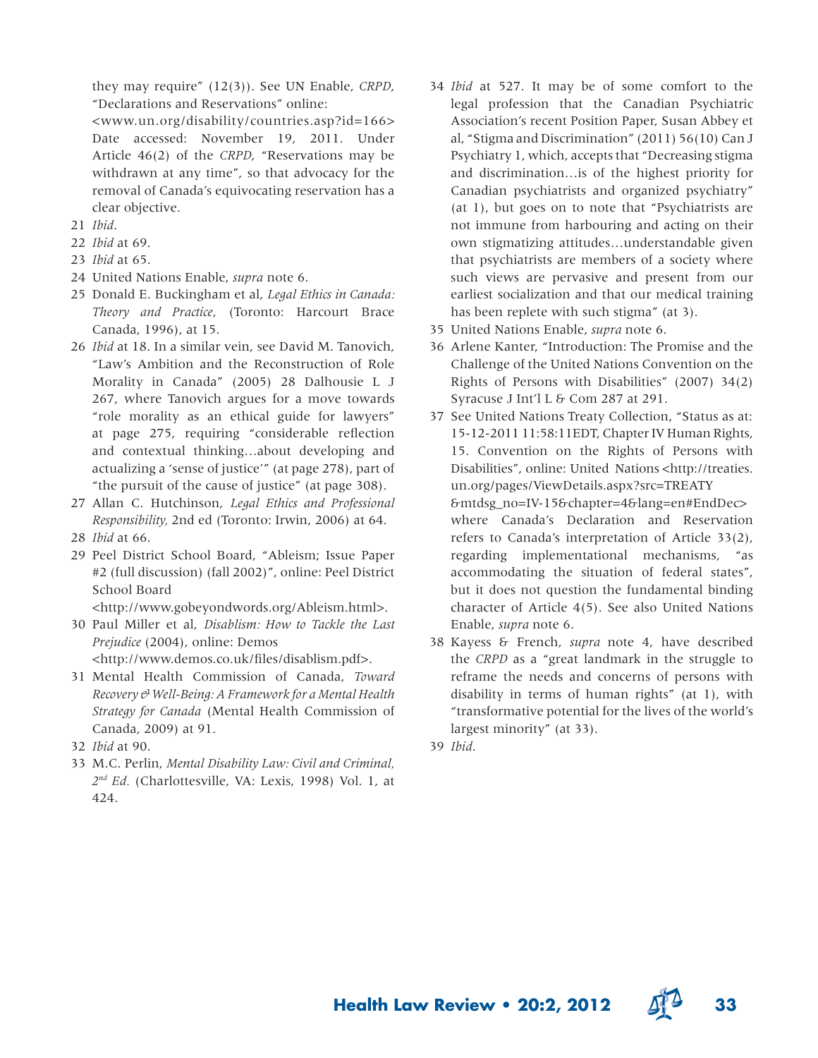they may require" (12(3)). See UN Enable, *CRPD*, "Declarations and Reservations" online: <www.un.org/disability/countries.asp?id=166> Date accessed: November 19, 2011. Under Article 46(2) of the *CRPD*, "Reservations may be withdrawn at any time", so that advocacy for the removal of Canada's equivocating reservation has a clear objective.

21 *Ibid*.

22 *Ibid* at 69.

23 *Ibid* at 65.

24 United Nations Enable, *supra* note 6.

25 Donald E. Buckingham et al, *Legal Ethics in Canada: Theory and Practice*, (Toronto: Harcourt Brace Canada, 1996), at 15.

26 *Ibid* at 18. In a similar vein, see David M. Tanovich, "Law's Ambition and the Reconstruction of Role Morality in Canada" (2005) 28 Dalhousie L J 267, where Tanovich argues for a move towards "role morality as an ethical guide for lawyers" at page 275, requiring "considerable reflection and contextual thinking…about developing and actualizing a 'sense of justice'" (at page 278), part of "the pursuit of the cause of justice" (at page 308).

27 Allan C. Hutchinson, *Legal Ethics and Professional Responsibility,* 2nd ed (Toronto: Irwin, 2006) at 64.

28 *Ibid* at 66.

29 Peel District School Board, "Ableism; Issue Paper #2 (full discussion) (fall 2002)", online: Peel District School Board <http://www.gobeyondwords.org/Ableism.html>.

30 Paul Miller et al, *Disablism: How to Tackle the Last Prejudice* (2004), online: Demos <http://www.demos.co.uk/files/disablism.pdf>.

31 Mental Health Commission of Canada, *Toward Recovery & Well-Being: A Framework for a Mental Health Strategy for Canada* (Mental Health Commission of Canada, 2009) at 91.

32 *Ibid* at 90.

33 M.C. Perlin, *Mental Disability Law: Civil and Criminal, 2nd Ed.* (Charlottesville, VA: Lexis, 1998) Vol. 1, at 424.

34 *Ibid* at 527. It may be of some comfort to the legal profession that the Canadian Psychiatric Association's recent Position Paper, Susan Abbey et al, "Stigma and Discrimination" (2011) 56(10) Can J Psychiatry 1, which, accepts that "Decreasing stigma and discrimination…is of the highest priority for Canadian psychiatrists and organized psychiatry" (at 1), but goes on to note that "Psychiatrists are not immune from harbouring and acting on their own stigmatizing attitudes…understandable given that psychiatrists are members of a society where such views are pervasive and present from our earliest socialization and that our medical training has been replete with such stigma" (at 3).

35 United Nations Enable, *supra* note 6.

36 Arlene Kanter, "Introduction: The Promise and the Challenge of the United Nations Convention on the Rights of Persons with Disabilities" (2007) 34(2) Syracuse J Int'l L & Com 287 at 291.

37 See United Nations Treaty Collection, "Status as at: 15-12-2011 11:58:11EDT, Chapter IV Human Rights, 15. Convention on the Rights of Persons with Disabilities", online: United Nations <http://treaties.un.org/pages/ViewDetails.aspx?src=TREATY&mtdsg_no=IV-15&chapter=4&lang=en#EndDec> where Canada's Declaration and Reservation refers to Canada's interpretation of Article 33(2), regarding implementational mechanisms, "as accommodating the situation of federal states", but it does not question the fundamental binding character of Article 4(5). See also United Nations Enable, *supra* note 6.

38 Kayess & French, *supra* note 4, have described the *CRPD* as a "great landmark in the struggle to reframe the needs and concerns of persons with disability in terms of human rights" (at 1), with "transformative potential for the lives of the world's largest minority" (at 33).

39 *Ibid*.